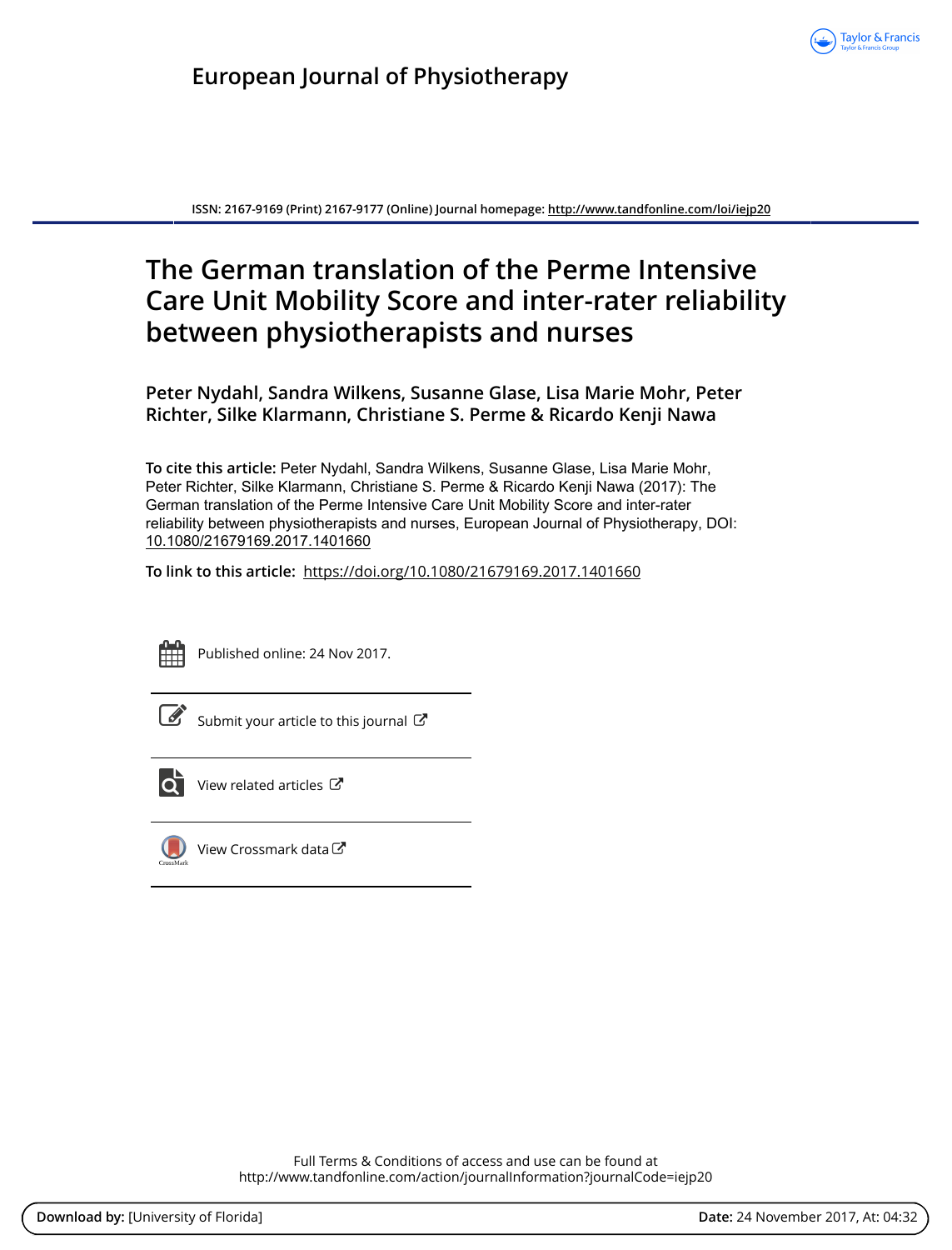European Journal of Physiotherapy

ISSN: 2167-9169 (Print) 2167-9177 (Online) Journal homepage: http://www.tandfonline.com/loi/iejp20

# The German translation of the Perme Intensive Care Unit Mobility Score and inter-rater reliability between physiotherapists and nurses

**Peter Nydahl, Sandra Wilkens, Susanne Glase, Lisa Marie Mohr, Peter Richter, Silke Klarmann, Christiane S. Perme & Ricardo Kenji Nawa**

**To cite this article:** Peter Nydahl, Sandra Wilkens, Susanne Glase, Lisa Marie Mohr, Peter Richter, Silke Klarmann, Christiane S. Perme & Ricardo Kenji Nawa (2017): The German translation of the Perme Intensive Care Unit Mobility Score and inter-rater reliability between physiotherapists and nurses, European Journal of Physiotherapy, DOI: 10.1080/21679169.2017.1401660

**To link to this article:** https://doi.org/10.1080/21679169.2017.1401660

Published online: 24 Nov 2017.

Submit your article to this journal

View related articles

View Crossmark data

Full Terms & Conditions of access and use can be found at
http://www.tandfonline.com/action/journalInformation?journalCode=iejp20

**Download by:** [University of Florida] **Date:** 24 November 2017, At: 04:32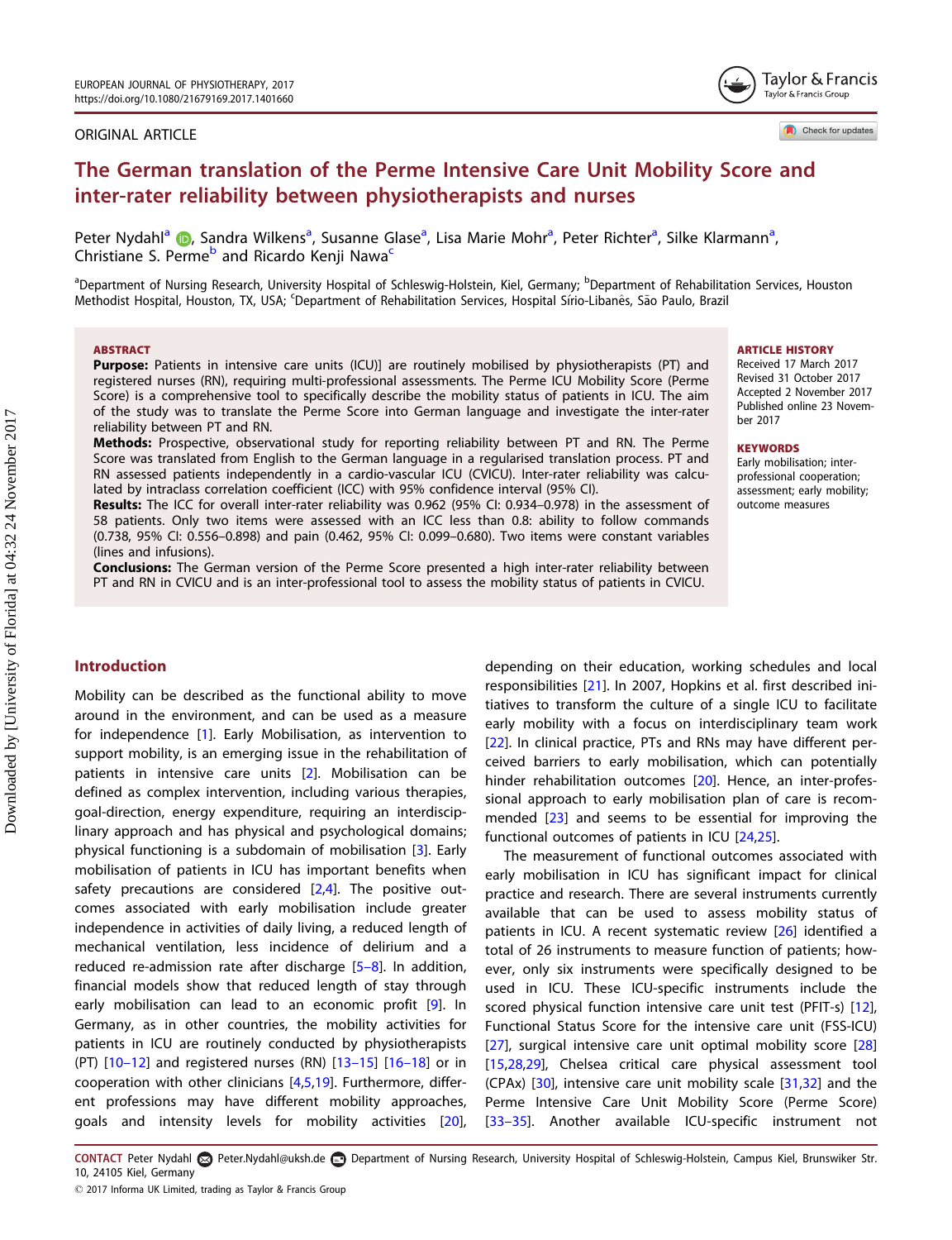# The German translation of the Perme Intensive Care Unit Mobility Score and inter-rater reliability between physiotherapists and nurses

Peter Nydahl[a], Sandra Wilkens[a], Susanne Glase[a], Lisa Marie Mohr[a], Peter Richter[a], Silke Klarmann[a], Christiane S. Perme[b] and Ricardo Kenji Nawa[c]

[a]Department of Nursing Research, University Hospital of Schleswig-Holstein, Kiel, Germany; [b]Department of Rehabilitation Services, Houston Methodist Hospital, Houston, TX, USA; [c]Department of Rehabilitation Services, Hospital Sírio-Libanês, São Paulo, Brazil

## ABSTRACT

**Purpose:** Patients in intensive care units (ICU)] are routinely mobilised by physiotherapists (PT) and registered nurses (RN), requiring multi-professional assessments. The Perme ICU Mobility Score (Perme Score) is a comprehensive tool to specifically describe the mobility status of patients in ICU. The aim of the study was to translate the Perme Score into German language and investigate the inter-rater reliability between PT and RN.

**Methods:** Prospective, observational study for reporting reliability between PT and RN. The Perme Score was translated from English to the German language in a regularised translation process. PT and RN assessed patients independently in a cardio-vascular ICU (CVICU). Inter-rater reliability was calculated by intraclass correlation coefficient (ICC) with 95% confidence interval (95% CI).

**Results:** The ICC for overall inter-rater reliability was 0.962 (95% CI: 0.934–0.978) in the assessment of 58 patients. Only two items were assessed with an ICC less than 0.8: ability to follow commands (0.738, 95% CI: 0.556–0.898) and pain (0.462, 95% CI: 0.099–0.680). Two items were constant variables (lines and infusions).

**Conclusions:** The German version of the Perme Score presented a high inter-rater reliability between PT and RN in CVICU and is an inter-professional tool to assess the mobility status of patients in CVICU.

## ARTICLE HISTORY

Received 17 March 2017
Revised 31 October 2017
Accepted 2 November 2017
Published online 23 November 2017

## KEYWORDS

Early mobilisation; inter-professional cooperation; assessment; early mobility; outcome measures

## Introduction

Mobility can be described as the functional ability to move around in the environment, and can be used as a measure for independence [1]. Early Mobilisation, as intervention to support mobility, is an emerging issue in the rehabilitation of patients in intensive care units [2]. Mobilisation can be defined as complex intervention, including various therapies, goal-direction, energy expenditure, requiring an interdisciplinary approach and has physical and psychological domains; physical functioning is a subdomain of mobilisation [3]. Early mobilisation of patients in ICU has important benefits when safety precautions are considered [2,4]. The positive outcomes associated with early mobilisation include greater independence in activities of daily living, a reduced length of mechanical ventilation, less incidence of delirium and a reduced re-admission rate after discharge [5–8]. In addition, financial models show that reduced length of stay through early mobilisation can lead to an economic profit [9]. In Germany, as in other countries, the mobility activities for patients in ICU are routinely conducted by physiotherapists (PT) [10–12] and registered nurses (RN) [13–15] [16–18] or in cooperation with other clinicians [4,5,19]. Furthermore, different professions may have different mobility approaches, goals and intensity levels for mobility activities [20], depending on their education, working schedules and local responsibilities [21]. In 2007, Hopkins et al. first described initiatives to transform the culture of a single ICU to facilitate early mobility with a focus on interdisciplinary team work [22]. In clinical practice, PTs and RNs may have different perceived barriers to early mobilisation, which can potentially hinder rehabilitation outcomes [20]. Hence, an inter-professional approach to early mobilisation plan of care is recommended [23] and seems to be essential for improving the functional outcomes of patients in ICU [24,25].

The measurement of functional outcomes associated with early mobilisation in ICU has significant impact for clinical practice and research. There are several instruments currently available that can be used to assess mobility status of patients in ICU. A recent systematic review [26] identified a total of 26 instruments to measure function of patients; however, only six instruments were specifically designed to be used in ICU. These ICU-specific instruments include the scored physical function intensive care unit test (PFIT-s) [12], Functional Status Score for the intensive care unit (FSS-ICU) [27], surgical intensive care unit optimal mobility score [28] [15,28,29], Chelsea critical care physical assessment tool (CPAx) [30], intensive care unit mobility scale [31,32] and the Perme Intensive Care Unit Mobility Score (Perme Score) [33–35]. Another available ICU-specific instrument not

CONTACT Peter Nydahl Peter.Nydahl@uksh.de Department of Nursing Research, University Hospital of Schleswig-Holstein, Campus Kiel, Brunswiker Str. 10, 24105 Kiel, Germany

© 2017 Informa UK Limited, trading as Taylor & Francis Group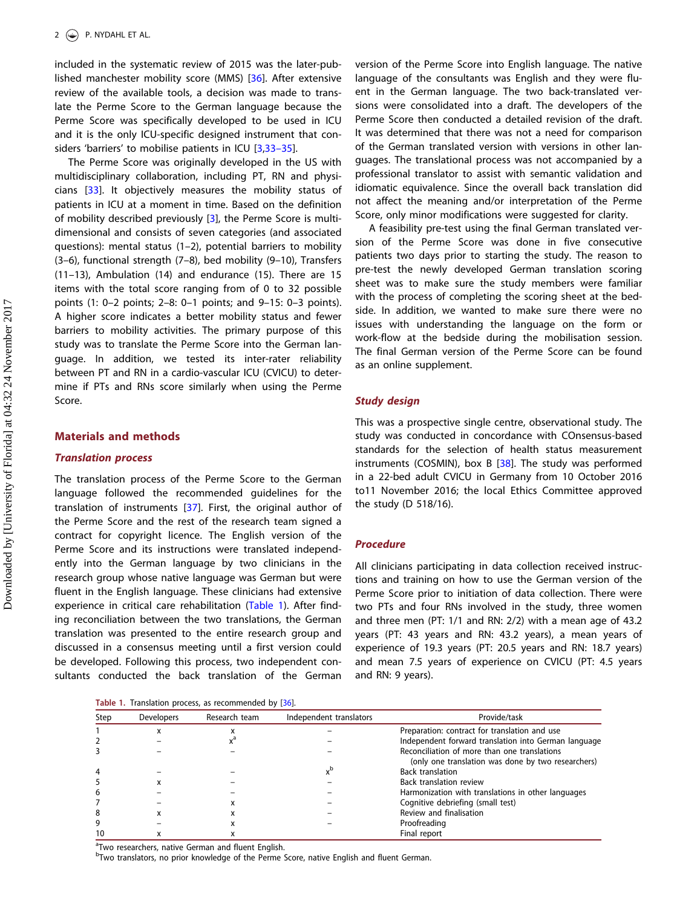included in the systematic review of 2015 was the later-published manchester mobility score (MMS) [36]. After extensive review of the available tools, a decision was made to translate the Perme Score to the German language because the Perme Score was specifically developed to be used in ICU and it is the only ICU-specific designed instrument that considers 'barriers' to mobilise patients in ICU [3,33–35].

The Perme Score was originally developed in the US with multidisciplinary collaboration, including PT, RN and physicians [33]. It objectively measures the mobility status of patients in ICU at a moment in time. Based on the definition of mobility described previously [3], the Perme Score is multidimensional and consists of seven categories (and associated questions): mental status (1–2), potential barriers to mobility (3–6), functional strength (7–8), bed mobility (9–10), Transfers (11–13), Ambulation (14) and endurance (15). There are 15 items with the total score ranging from of 0 to 32 possible points (1: 0–2 points; 2–8: 0–1 points; and 9–15: 0–3 points). A higher score indicates a better mobility status and fewer barriers to mobility activities. The primary purpose of this study was to translate the Perme Score into the German language. In addition, we tested its inter-rater reliability between PT and RN in a cardio-vascular ICU (CVICU) to determine if PTs and RNs score similarly when using the Perme Score.

## Materials and methods

### Translation process

The translation process of the Perme Score to the German language followed the recommended guidelines for the translation of instruments [37]. First, the original author of the Perme Score and the rest of the research team signed a contract for copyright licence. The English version of the Perme Score and its instructions were translated independently into the German language by two clinicians in the research group whose native language was German but were fluent in the English language. These clinicians had extensive experience in critical care rehabilitation (Table 1). After finding reconciliation between the two translations, the German translation was presented to the entire research group and discussed in a consensus meeting until a first version could be developed. Following this process, two independent consultants conducted the back translation of the German version of the Perme Score into English language. The native language of the consultants was English and they were fluent in the German language. The two back-translated versions were consolidated into a draft. The developers of the Perme Score then conducted a detailed revision of the draft. It was determined that there was not a need for comparison of the German translated version with versions in other languages. The translational process was not accompanied by a professional translator to assist with semantic validation and idiomatic equivalence. Since the overall back translation did not affect the meaning and/or interpretation of the Perme Score, only minor modifications were suggested for clarity.

A feasibility pre-test using the final German translated version of the Perme Score was done in five consecutive patients two days prior to starting the study. The reason to pre-test the newly developed German translation scoring sheet was to make sure the study members were familiar with the process of completing the scoring sheet at the bedside. In addition, we wanted to make sure there were no issues with understanding the language on the form or work-flow at the bedside during the mobilisation session. The final German version of the Perme Score can be found as an online supplement.

### Study design

This was a prospective single centre, observational study. The study was conducted in concordance with COnsensus-based standards for the selection of health status measurement instruments (COSMIN), box B [38]. The study was performed in a 22-bed adult CVICU in Germany from 10 October 2016 to11 November 2016; the local Ethics Committee approved the study (D 518/16).

### Procedure

All clinicians participating in data collection received instructions and training on how to use the German version of the Perme Score prior to initiation of data collection. There were two PTs and four RNs involved in the study, three women and three men (PT: 1/1 and RN: 2/2) with a mean age of 43.2 years (PT: 43 years and RN: 43.2 years), a mean years of experience of 19.3 years (PT: 20.5 years and RN: 18.7 years) and mean 7.5 years of experience on CVICU (PT: 4.5 years and RN: 9 years).

Table 1. Translation process, as recommended by [36].

| Step | Developers | Research team | Independent translators | Provide/task |
|---|---|---|---|---|
| 1 | x | x | – | Preparation: contract for translation and use |
| 2 | – | x[a] | – | Independent forward translation into German language |
| 3 | – | – | – | Reconciliation of more than one translations (only one translation was done by two researchers) |
| 4 | – | – | x[b] | Back translation |
| 5 | x | – | – | Back translation review |
| 6 | – | – | – | Harmonization with translations in other languages |
| 7 | – | x | – | Cognitive debriefing (small test) |
| 8 | x | x | – | Review and finalisation |
| 9 | – | x | – | Proofreading |
| 10 | x | x | | Final report |

[a]Two researchers, native German and fluent English.
[b]Two translators, no prior knowledge of the Perme Score, native English and fluent German.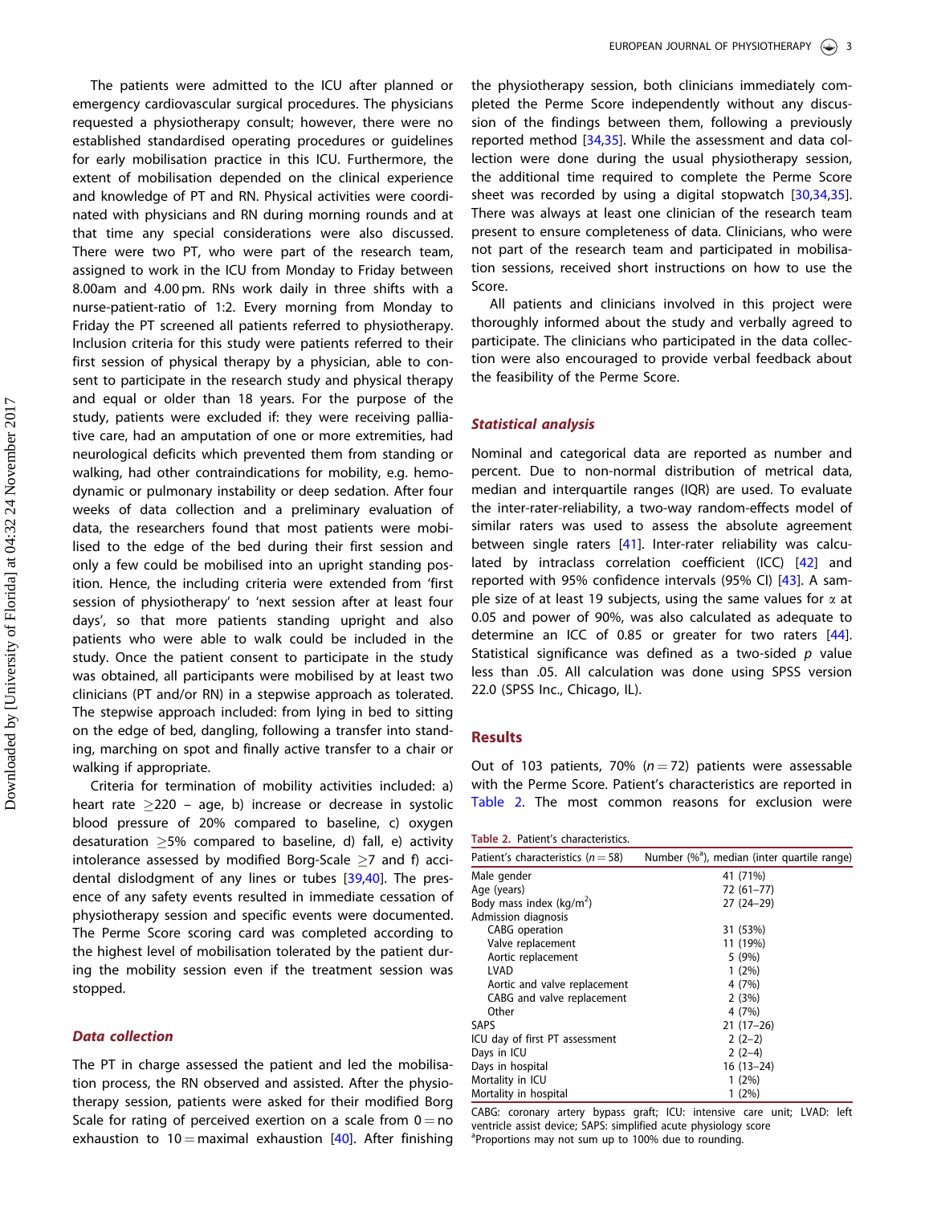The patients were admitted to the ICU after planned or emergency cardiovascular surgical procedures. The physicians requested a physiotherapy consult; however, there were no established standardised operating procedures or guidelines for early mobilisation practice in this ICU. Furthermore, the extent of mobilisation depended on the clinical experience and knowledge of PT and RN. Physical activities were coordinated with physicians and RN during morning rounds and at that time any special considerations were also discussed. There were two PT, who were part of the research team, assigned to work in the ICU from Monday to Friday between 8.00am and 4.00 pm. RNs work daily in three shifts with a nurse-patient-ratio of 1:2. Every morning from Monday to Friday the PT screened all patients referred to physiotherapy. Inclusion criteria for this study were patients referred to their first session of physical therapy by a physician, able to consent to participate in the research study and physical therapy and equal or older than 18 years. For the purpose of the study, patients were excluded if: they were receiving palliative care, had an amputation of one or more extremities, had neurological deficits which prevented them from standing or walking, had other contraindications for mobility, e.g. hemodynamic or pulmonary instability or deep sedation. After four weeks of data collection and a preliminary evaluation of data, the researchers found that most patients were mobilised to the edge of the bed during their first session and only a few could be mobilised into an upright standing position. Hence, the including criteria were extended from 'first session of physiotherapy' to 'next session after at least four days', so that more patients standing upright and also patients who were able to walk could be included in the study. Once the patient consent to participate in the study was obtained, all participants were mobilised by at least two clinicians (PT and/or RN) in a stepwise approach as tolerated. The stepwise approach included: from lying in bed to sitting on the edge of bed, dangling, following a transfer into standing, marching on spot and finally active transfer to a chair or walking if appropriate.

Criteria for termination of mobility activities included: a) heart rate $\geq$220 – age, b) increase or decrease in systolic blood pressure of 20% compared to baseline, c) oxygen desaturation $\geq$5% compared to baseline, d) fall, e) activity intolerance assessed by modified Borg-Scale $\geq$7 and f) accidental dislodgment of any lines or tubes [39,40]. The presence of any safety events resulted in immediate cessation of physiotherapy session and specific events were documented. The Perme Score scoring card was completed according to the highest level of mobilisation tolerated by the patient during the mobility session even if the treatment session was stopped.

### *Data collection*

The PT in charge assessed the patient and led the mobilisation process, the RN observed and assisted. After the physiotherapy session, patients were asked for their modified Borg Scale for rating of perceived exertion on a scale from 0 = no exhaustion to 10 = maximal exhaustion [40]. After finishing the physiotherapy session, both clinicians immediately completed the Perme Score independently without any discussion of the findings between them, following a previously reported method [34,35]. While the assessment and data collection were done during the usual physiotherapy session, the additional time required to complete the Perme Score sheet was recorded by using a digital stopwatch [30,34,35]. There was always at least one clinician of the research team present to ensure completeness of data. Clinicians, who were not part of the research team and participated in mobilisation sessions, received short instructions on how to use the Score.

All patients and clinicians involved in this project were thoroughly informed about the study and verbally agreed to participate. The clinicians who participated in the data collection were also encouraged to provide verbal feedback about the feasibility of the Perme Score.

### *Statistical analysis*

Nominal and categorical data are reported as number and percent. Due to non-normal distribution of metrical data, median and interquartile ranges (IQR) are used. To evaluate the inter-rater-reliability, a two-way random-effects model of similar raters was used to assess the absolute agreement between single raters [41]. Inter-rater reliability was calculated by intraclass correlation coefficient (ICC) [42] and reported with 95% confidence intervals (95% CI) [43]. A sample size of at least 19 subjects, using the same values for $\alpha$ at 0.05 and power of 90%, was also calculated as adequate to determine an ICC of 0.85 or greater for two raters [44]. Statistical significance was defined as a two-sided $p$ value less than .05. All calculation was done using SPSS version 22.0 (SPSS Inc., Chicago, IL).

## Results

Out of 103 patients, 70% ($n$ = 72) patients were assessable with the Perme Score. Patient's characteristics are reported in Table 2. The most common reasons for exclusion were

Table 2. Patient's characteristics.

| Patient's characteristics ($n$ = 58) | Number (%[a]), median (inter quartile range) |
|---|---|
| Male gender | 41 (71%) |
| Age (years) | 72 (61–77) |
| Body mass index (kg/m$^2$) | 27 (24–29) |
| Admission diagnosis | |
| CABG operation | 31 (53%) |
| Valve replacement | 11 (19%) |
| Aortic replacement | 5 (9%) |
| LVAD | 1 (2%) |
| Aortic and valve replacement | 4 (7%) |
| CABG and valve replacement | 2 (3%) |
| Other | 4 (7%) |
| SAPS | 21 (17–26) |
| ICU day of first PT assessment | 2 (2–2) |
| Days in ICU | 2 (2–4) |
| Days in hospital | 16 (13–24) |
| Mortality in ICU | 1 (2%) |
| Mortality in hospital | 1 (2%) |

CABG: coronary artery bypass graft; ICU: intensive care unit; LVAD: left ventricle assist device; SAPS: simplified acute physiology score
[a]Proportions may not sum up to 100% due to rounding.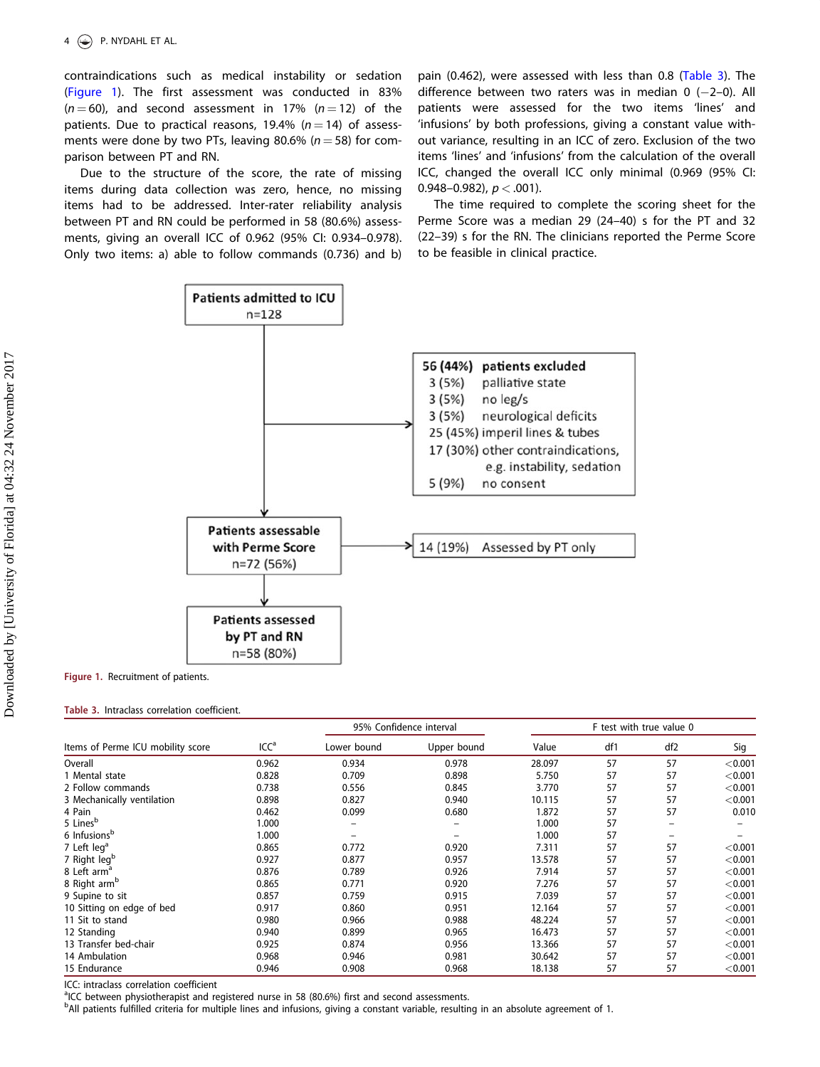contraindications such as medical instability or sedation (Figure 1). The first assessment was conducted in 83% ($n = 60$), and second assessment in 17% ($n = 12$) of the patients. Due to practical reasons, 19.4% ($n = 14$) of assessments were done by two PTs, leaving 80.6% ($n = 58$) for comparison between PT and RN.

Due to the structure of the score, the rate of missing items during data collection was zero, hence, no missing items had to be addressed. Inter-rater reliability analysis between PT and RN could be performed in 58 (80.6%) assessments, giving an overall ICC of 0.962 (95% CI: 0.934–0.978). Only two items: a) able to follow commands (0.736) and b) pain (0.462), were assessed with less than 0.8 (Table 3). The difference between two raters was in median 0 (−2–0). All patients were assessed for the two items 'lines' and 'infusions' by both professions, giving a constant value without variance, resulting in an ICC of zero. Exclusion of the two items 'lines' and 'infusions' from the calculation of the overall ICC, changed the overall ICC only minimal (0.969 (95% CI: 0.948–0.982), $p < .001$).

The time required to complete the scoring sheet for the Perme Score was a median 29 (24–40) s for the PT and 32 (22–39) s for the RN. The clinicians reported the Perme Score to be feasible in clinical practice.

Patients admitted to ICU
n=128

56 (44%) patients excluded
3 (5%) palliative state
3 (5%) no leg/s
3 (5%) neurological deficits
25 (45%) imperil lines & tubes
17 (30%) other contraindications, e.g. instability, sedation
5 (9%) no consent

Patients assessable with Perme Score
n=72 (56%)

14 (19%) Assessed by PT only

Patients assessed by PT and RN
n=58 (80%)

Figure 1. Recruitment of patients.

Table 3. Intraclass correlation coefficient.

| Items of Perme ICU mobility score | ICC[a] | 95% Confidence interval | | F test with true value 0 | | | |
|---|---|---|---|---|---|---|---|
| | | Lower bound | Upper bound | Value | df1 | df2 | Sig |
| Overall | 0.962 | 0.934 | 0.978 | 28.097 | 57 | 57 | <0.001 |
| 1 Mental state | 0.828 | 0.709 | 0.898 | 5.750 | 57 | 57 | <0.001 |
| 2 Follow commands | 0.738 | 0.556 | 0.845 | 3.770 | 57 | 57 | <0.001 |
| 3 Mechanically ventilation | 0.898 | 0.827 | 0.940 | 10.115 | 57 | 57 | <0.001 |
| 4 Pain | 0.462 | 0.099 | 0.680 | 1.872 | 57 | 57 | 0.010 |
| 5 Lines[b] | 1.000 | – | – | 1.000 | 57 | – | – |
| 6 Infusions[b] | 1.000 | – | – | 1.000 | 57 | – | – |
| 7 Left leg[a] | 0.865 | 0.772 | 0.920 | 7.311 | 57 | 57 | <0.001 |
| 7 Right leg[b] | 0.927 | 0.877 | 0.957 | 13.578 | 57 | 57 | <0.001 |
| 8 Left arm[a] | 0.876 | 0.789 | 0.926 | 7.914 | 57 | 57 | <0.001 |
| 8 Right arm[b] | 0.865 | 0.771 | 0.920 | 7.276 | 57 | 57 | <0.001 |
| 9 Supine to sit | 0.857 | 0.759 | 0.915 | 7.039 | 57 | 57 | <0.001 |
| 10 Sitting on edge of bed | 0.917 | 0.860 | 0.951 | 12.164 | 57 | 57 | <0.001 |
| 11 Sit to stand | 0.980 | 0.966 | 0.988 | 48.224 | 57 | 57 | <0.001 |
| 12 Standing | 0.940 | 0.899 | 0.965 | 16.473 | 57 | 57 | <0.001 |
| 13 Transfer bed-chair | 0.925 | 0.874 | 0.956 | 13.366 | 57 | 57 | <0.001 |
| 14 Ambulation | 0.968 | 0.946 | 0.981 | 30.642 | 57 | 57 | <0.001 |
| 15 Endurance | 0.946 | 0.908 | 0.968 | 18.138 | 57 | 57 | <0.001 |

ICC: intraclass correlation coefficient
[a]ICC between physiotherapist and registered nurse in 58 (80.6%) first and second assessments.
[b]All patients fulfilled criteria for multiple lines and infusions, giving a constant variable, resulting in an absolute agreement of 1.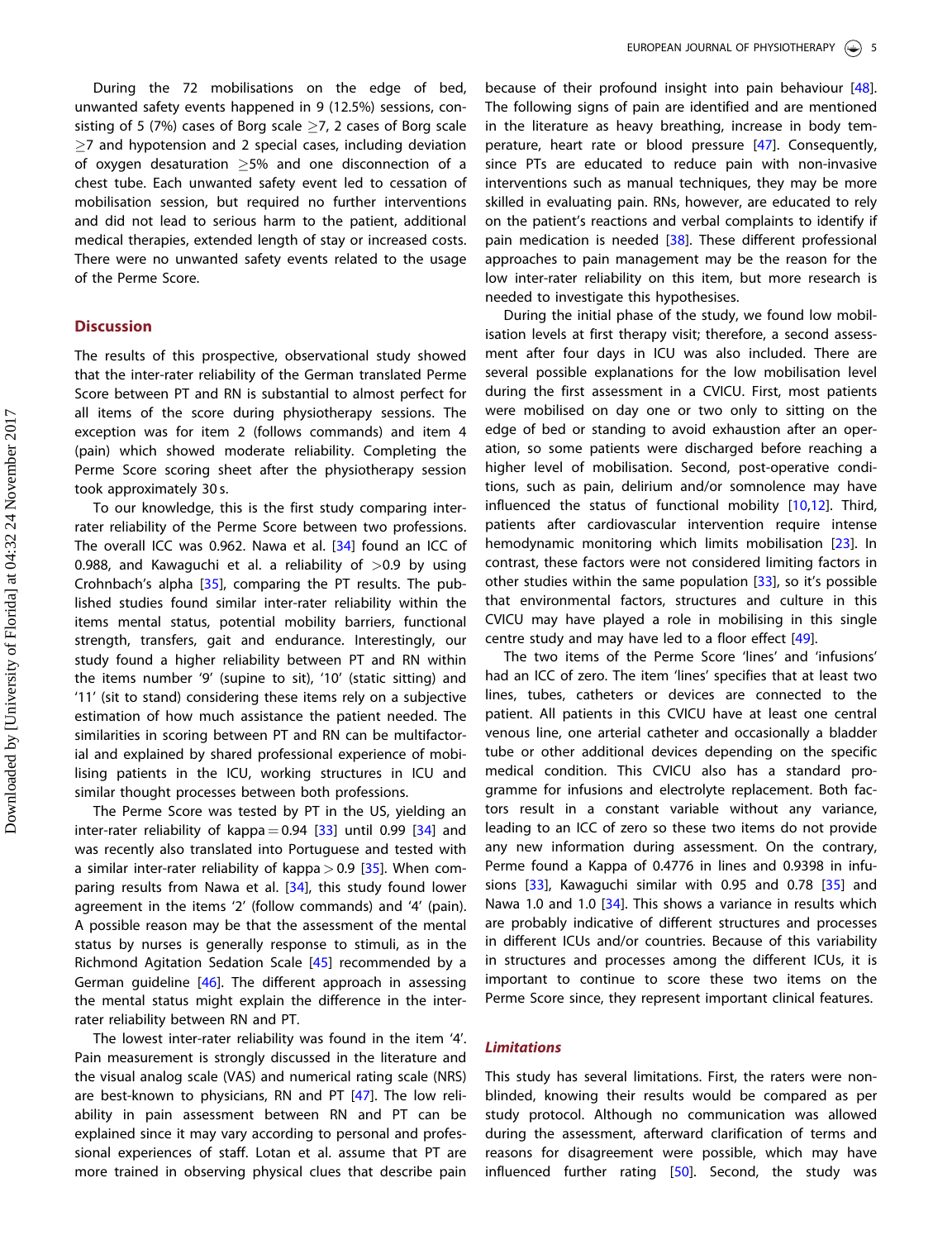During the 72 mobilisations on the edge of bed, unwanted safety events happened in 9 (12.5%) sessions, consisting of 5 (7%) cases of Borg scale ≥7, 2 cases of Borg scale ≥7 and hypotension and 2 special cases, including deviation of oxygen desaturation ≥5% and one disconnection of a chest tube. Each unwanted safety event led to cessation of mobilisation session, but required no further interventions and did not lead to serious harm to the patient, additional medical therapies, extended length of stay or increased costs. There were no unwanted safety events related to the usage of the Perme Score.

## Discussion

The results of this prospective, observational study showed that the inter-rater reliability of the German translated Perme Score between PT and RN is substantial to almost perfect for all items of the score during physiotherapy sessions. The exception was for item 2 (follows commands) and item 4 (pain) which showed moderate reliability. Completing the Perme Score scoring sheet after the physiotherapy session took approximately 30 s.

To our knowledge, this is the first study comparing inter-rater reliability of the Perme Score between two professions. The overall ICC was 0.962. Nawa et al. [34] found an ICC of 0.988, and Kawaguchi et al. a reliability of >0.9 by using Crohnbach's alpha [35], comparing the PT results. The published studies found similar inter-rater reliability within the items mental status, potential mobility barriers, functional strength, transfers, gait and endurance. Interestingly, our study found a higher reliability between PT and RN within the items number '9' (supine to sit), '10' (static sitting) and '11' (sit to stand) considering these items rely on a subjective estimation of how much assistance the patient needed. The similarities in scoring between PT and RN can be multifactorial and explained by shared professional experience of mobilising patients in the ICU, working structures in ICU and similar thought processes between both professions.

The Perme Score was tested by PT in the US, yielding an inter-rater reliability of kappa = 0.94 [33] until 0.99 [34] and was recently also translated into Portuguese and tested with a similar inter-rater reliability of kappa > 0.9 [35]. When comparing results from Nawa et al. [34], this study found lower agreement in the items '2' (follow commands) and '4' (pain). A possible reason may be that the assessment of the mental status by nurses is generally response to stimuli, as in the Richmond Agitation Sedation Scale [45] recommended by a German guideline [46]. The different approach in assessing the mental status might explain the difference in the inter-rater reliability between RN and PT.

The lowest inter-rater reliability was found in the item '4'. Pain measurement is strongly discussed in the literature and the visual analog scale (VAS) and numerical rating scale (NRS) are best-known to physicians, RN and PT [47]. The low reliability in pain assessment between RN and PT can be explained since it may vary according to personal and professional experiences of staff. Lotan et al. assume that PT are more trained in observing physical clues that describe pain because of their profound insight into pain behaviour [48]. The following signs of pain are identified and are mentioned in the literature as heavy breathing, increase in body temperature, heart rate or blood pressure [47]. Consequently, since PTs are educated to reduce pain with non-invasive interventions such as manual techniques, they may be more skilled in evaluating pain. RNs, however, are educated to rely on the patient's reactions and verbal complaints to identify if pain medication is needed [38]. These different professional approaches to pain management may be the reason for the low inter-rater reliability on this item, but more research is needed to investigate this hypothesises.

During the initial phase of the study, we found low mobilisation levels at first therapy visit; therefore, a second assessment after four days in ICU was also included. There are several possible explanations for the low mobilisation level during the first assessment in a CVICU. First, most patients were mobilised on day one or two only to sitting on the edge of bed or standing to avoid exhaustion after an operation, so some patients were discharged before reaching a higher level of mobilisation. Second, post-operative conditions, such as pain, delirium and/or somnolence may have influenced the status of functional mobility [10,12]. Third, patients after cardiovascular intervention require intense hemodynamic monitoring which limits mobilisation [23]. In contrast, these factors were not considered limiting factors in other studies within the same population [33], so it's possible that environmental factors, structures and culture in this CVICU may have played a role in mobilising in this single centre study and may have led to a floor effect [49].

The two items of the Perme Score 'lines' and 'infusions' had an ICC of zero. The item 'lines' specifies that at least two lines, tubes, catheters or devices are connected to the patient. All patients in this CVICU have at least one central venous line, one arterial catheter and occasionally a bladder tube or other additional devices depending on the specific medical condition. This CVICU also has a standard programme for infusions and electrolyte replacement. Both factors result in a constant variable without any variance, leading to an ICC of zero so these two items do not provide any new information during assessment. On the contrary, Perme found a Kappa of 0.4776 in lines and 0.9398 in infusions [33], Kawaguchi similar with 0.95 and 0.78 [35] and Nawa 1.0 and 1.0 [34]. This shows a variance in results which are probably indicative of different structures and processes in different ICUs and/or countries. Because of this variability in structures and processes among the different ICUs, it is important to continue to score these two items on the Perme Score since, they represent important clinical features.

### *Limitations*

This study has several limitations. First, the raters were non-blinded, knowing their results would be compared as per study protocol. Although no communication was allowed during the assessment, afterward clarification of terms and reasons for disagreement were possible, which may have influenced further rating [50]. Second, the study was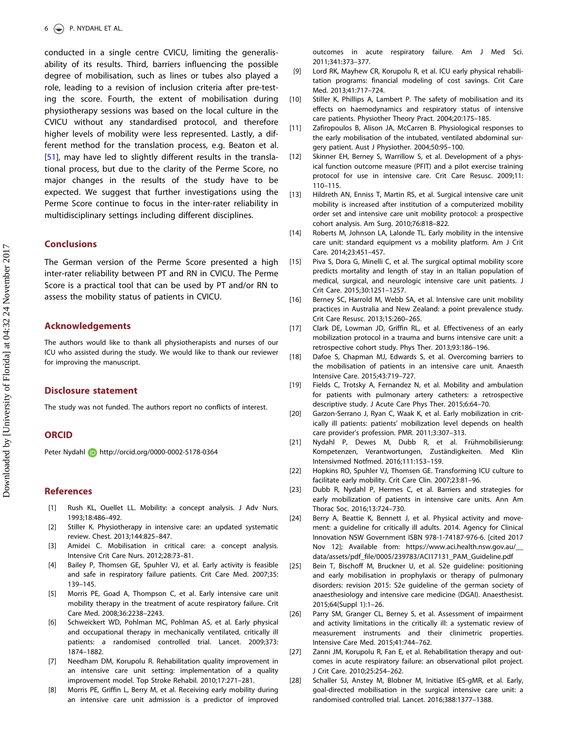conducted in a single centre CVICU, limiting the generalisability of its results. Third, barriers influencing the possible degree of mobilisation, such as lines or tubes also played a role, leading to a revision of inclusion criteria after pre-testing the score. Fourth, the extent of mobilisation during physiotherapy sessions was based on the local culture in the CVICU without any standardised protocol, and therefore higher levels of mobility were less represented. Lastly, a different method for the translation process, e.g. Beaton et al. [51], may have led to slightly different results in the translational process, but due to the clarity of the Perme Score, no major changes in the results of the study have to be expected. We suggest that further investigations using the Perme Score continue to focus in the inter-rater reliability in multidisciplinary settings including different disciplines.

## Conclusions

The German version of the Perme Score presented a high inter-rater reliability between PT and RN in CVICU. The Perme Score is a practical tool that can be used by PT and/or RN to assess the mobility status of patients in CVICU.

## Acknowledgements

The authors would like to thank all physiotherapists and nurses of our ICU who assisted during the study. We would like to thank our reviewer for improving the manuscript.

## Disclosure statement

The study was not funded. The authors report no conflicts of interest.

## ORCID

Peter Nydahl http://orcid.org/0000-0002-5178-0364

## References

[1] Rush KL, Ouellet LL. Mobility: a concept analysis. J Adv Nurs. 1993;18:486–492.

[2] Stiller K. Physiotherapy in intensive care: an updated systematic review. Chest. 2013;144:825–847.

[3] Amidei C. Mobilisation in critical care: a concept analysis. Intensive Crit Care Nurs. 2012;28:73–81.

[4] Bailey P, Thomsen GE, Spuhler VJ, et al. Early activity is feasible and safe in respiratory failure patients. Crit Care Med. 2007;35:139–145.

[5] Morris PE, Goad A, Thompson C, et al. Early intensive care unit mobility therapy in the treatment of acute respiratory failure. Crit Care Med. 2008;36:2238–2243.

[6] Schweickert WD, Pohlman MC, Pohlman AS, et al. Early physical and occupational therapy in mechanically ventilated, critically ill patients: a randomised controlled trial. Lancet. 2009;373:1874–1882.

[7] Needham DM, Korupolu R. Rehabilitation quality improvement in an intensive care unit setting: implementation of a quality improvement model. Top Stroke Rehabil. 2010;17:271–281.

[8] Morris PE, Griffin L, Berry M, et al. Receiving early mobility during an intensive care unit admission is a predictor of improved outcomes in acute respiratory failure. Am J Med Sci. 2011;341:373–377.

[9] Lord RK, Mayhew CR, Korupolu R, et al. ICU early physical rehabilitation programs: financial modeling of cost savings. Crit Care Med. 2013;41:717–724.

[10] Stiller K, Phillips A, Lambert P. The safety of mobilisation and its effects on haemodynamics and respiratory status of intensive care patients. Physiother Theory Pract. 2004;20:175–185.

[11] Zafiropoulos B, Alison JA, McCarren B. Physiological responses to the early mobilisation of the intubated, ventilated abdominal surgery patient. Aust J Physiother. 2004;50:95–100.

[12] Skinner EH, Berney S, Warrillow S, et al. Development of a physical function outcome measure (PFIT) and a pilot exercise training protocol for use in intensive care. Crit Care Resusc. 2009;11:110–115.

[13] Hildreth AN, Enniss T, Martin RS, et al. Surgical intensive care unit mobility is increased after institution of a computerized mobility order set and intensive care unit mobility protocol: a prospective cohort analysis. Am Surg. 2010;76:818–822.

[14] Roberts M, Johnson LA, Lalonde TL. Early mobility in the intensive care unit: standard equipment vs a mobility platform. Am J Crit Care. 2014;23:451–457.

[15] Piva S, Dora G, Minelli C, et al. The surgical optimal mobility score predicts mortality and length of stay in an Italian population of medical, surgical, and neurologic intensive care unit patients. J Crit Care. 2015;30:1251–1257.

[16] Berney SC, Harrold M, Webb SA, et al. Intensive care unit mobility practices in Australia and New Zealand: a point prevalence study. Crit Care Resusc. 2013;15:260–265.

[17] Clark DE, Lowman JD, Griffin RL, et al. Effectiveness of an early mobilization protocol in a trauma and burns intensive care unit: a retrospective cohort study. Phys Ther. 2013;93:186–196.

[18] Dafoe S, Chapman MJ, Edwards S, et al. Overcoming barriers to the mobilisation of patients in an intensive care unit. Anaesth Intensive Care. 2015;43:719–727.

[19] Fields C, Trotsky A, Fernandez N, et al. Mobility and ambulation for patients with pulmonary artery catheters: a retrospective descriptive study. J Acute Care Phys Ther. 2015;6:64–70.

[20] Garzon-Serrano J, Ryan C, Waak K, et al. Early mobilization in critically ill patients: patients' mobilization level depends on health care provider's profession. PMR. 2011;3:307–313.

[21] Nydahl P, Dewes M, Dubb R, et al. Frühmobilisierung: Kompetenzen, Verantwortungen, Zuständigkeiten. Med Klin Intensivmed Notfmed. 2016;111:153–159.

[22] Hopkins RO, Spuhler VJ, Thomsen GE. Transforming ICU culture to facilitate early mobility. Crit Care Clin. 2007;23:81–96.

[23] Dubb R, Nydahl P, Hermes C, et al. Barriers and strategies for early mobilization of patients in intensive care units. Ann Am Thorac Soc. 2016;13:724–730.

[24] Berry A, Beattie K, Bennett J, et al. Physical activity and movement: a guideline for critically ill adults. 2014. Agency for Clinical Innovation NSW Government ISBN 978-1-74187-976-6. [cited 2017 Nov 12]; Available from: https://www.aci.health.nsw.gov.au/__data/assets/pdf_file/0005/239783/ACI17131_PAM_Guideline.pdf

[25] Bein T, Bischoff M, Bruckner U, et al. S2e guideline: positioning and early mobilisation in prophylaxis or therapy of pulmonary disorders: revision 2015: S2e guideline of the german society of anaesthesiology and intensive care medicine (DGAI). Anaesthesist. 2015;64(Suppl 1):1–26.

[26] Parry SM, Granger CL, Berney S, et al. Assessment of impairment and activity limitations in the critically ill: a systematic review of measurement instruments and their clinimetric properties. Intensive Care Med. 2015;41:744–762.

[27] Zanni JM, Korupolu R, Fan E, et al. Rehabilitation therapy and outcomes in acute respiratory failure: an observational pilot project. J Crit Care. 2010;25:254–262.

[28] Schaller SJ, Anstey M, Blobner M, Initiative IES-gMR, et al. Early, goal-directed mobilisation in the surgical intensive care unit: a randomised controlled trial. Lancet. 2016;388:1377–1388.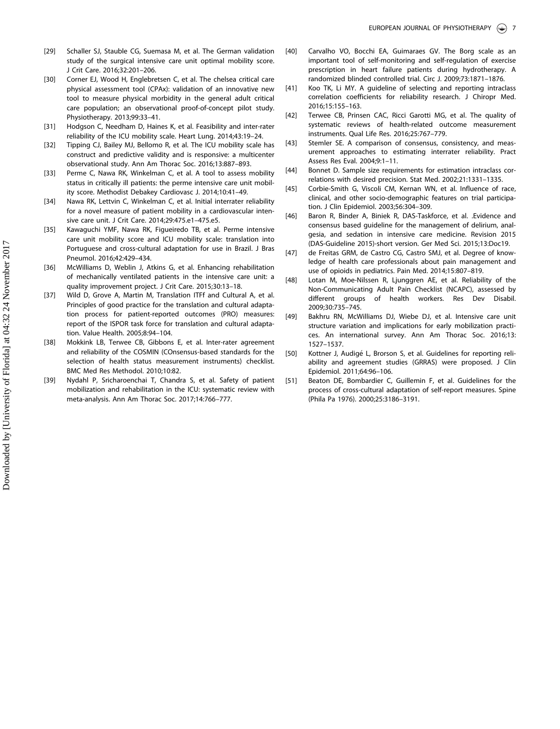[29] Schaller SJ, Stauble CG, Suemasa M, et al. The German validation study of the surgical intensive care unit optimal mobility score. J Crit Care. 2016;32:201–206.

[30] Corner EJ, Wood H, Englebretsen C, et al. The chelsea critical care physical assessment tool (CPAx): validation of an innovative new tool to measure physical morbidity in the general adult critical care population; an observational proof-of-concept pilot study. Physiotherapy. 2013;99:33–41.

[31] Hodgson C, Needham D, Haines K, et al. Feasibility and inter-rater reliability of the ICU mobility scale. Heart Lung. 2014;43:19–24.

[32] Tipping CJ, Bailey MJ, Bellomo R, et al. The ICU mobility scale has construct and predictive validity and is responsive: a multicenter observational study. Ann Am Thorac Soc. 2016;13:887–893.

[33] Perme C, Nawa RK, Winkelman C, et al. A tool to assess mobility status in critically ill patients: the perme intensive care unit mobility score. Methodist Debakey Cardiovasc J. 2014;10:41–49.

[34] Nawa RK, Lettvin C, Winkelman C, et al. Initial interrater reliability for a novel measure of patient mobility in a cardiovascular intensive care unit. J Crit Care. 2014;29:475.e1–475.e5.

[35] Kawaguchi YMF, Nawa RK, Figueiredo TB, et al. Perme intensive care unit mobility score and ICU mobility scale: translation into Portuguese and cross-cultural adaptation for use in Brazil. J Bras Pneumol. 2016;42:429–434.

[36] McWilliams D, Weblin J, Atkins G, et al. Enhancing rehabilitation of mechanically ventilated patients in the intensive care unit: a quality improvement project. J Crit Care. 2015;30:13–18.

[37] Wild D, Grove A, Martin M, Translation ITFf and Cultural A, et al. Principles of good practice for the translation and cultural adaptation process for patient-reported outcomes (PRO) measures: report of the ISPOR task force for translation and cultural adaptation. Value Health. 2005;8:94–104.

[38] Mokkink LB, Terwee CB, Gibbons E, et al. Inter-rater agreement and reliability of the COSMIN (COnsensus-based standards for the selection of health status measurement instruments) checklist. BMC Med Res Methodol. 2010;10:82.

[39] Nydahl P, Sricharoenchai T, Chandra S, et al. Safety of patient mobilization and rehabilitation in the ICU: systematic review with meta-analysis. Ann Am Thorac Soc. 2017;14:766–777.

[40] Carvalho VO, Bocchi EA, Guimaraes GV. The Borg scale as an important tool of self-monitoring and self-regulation of exercise prescription in heart failure patients during hydrotherapy. A randomized blinded controlled trial. Circ J. 2009;73:1871–1876.

[41] Koo TK, Li MY. A guideline of selecting and reporting intraclass correlation coefficients for reliability research. J Chiropr Med. 2016;15:155–163.

[42] Terwee CB, Prinsen CAC, Ricci Garotti MG, et al. The quality of systematic reviews of health-related outcome measurement instruments. Qual Life Res. 2016;25:767–779.

[43] Stemler SE. A comparison of consensus, consistency, and measurement approaches to estimating interrater reliability. Pract Assess Res Eval. 2004;9:1–11.

[44] Bonnet D. Sample size requirements for estimation intraclass correlations with desired precision. Stat Med. 2002;21:1331–1335.

[45] Corbie-Smith G, Viscoli CM, Kernan WN, et al. Influence of race, clinical, and other socio-demographic features on trial participation. J Clin Epidemiol. 2003;56:304–309.

[46] Baron R, Binder A, Biniek R, DAS-Taskforce, et al. .Evidence and consensus based guideline for the management of delirium, analgesia, and sedation in intensive care medicine. Revision 2015 (DAS-Guideline 2015)-short version. Ger Med Sci. 2015;13:Doc19.

[47] de Freitas GRM, de Castro CG, Castro SMJ, et al. Degree of knowledge of health care professionals about pain management and use of opioids in pediatrics. Pain Med. 2014;15:807–819.

[48] Lotan M, Moe-Nilssen R, Ljunggren AE, et al. Reliability of the Non-Communicating Adult Pain Checklist (NCAPC), assessed by different groups of health workers. Res Dev Disabil. 2009;30:735–745.

[49] Bakhru RN, McWilliams DJ, Wiebe DJ, et al. Intensive care unit structure variation and implications for early mobilization practices. An international survey. Ann Am Thorac Soc. 2016;13: 1527–1537.

[50] Kottner J, Audigé L, Brorson S, et al. Guidelines for reporting reliability and agreement studies (GRRAS) were proposed. J Clin Epidemiol. 2011;64:96–106.

[51] Beaton DE, Bombardier C, Guillemin F, et al. Guidelines for the process of cross-cultural adaptation of self-report measures. Spine (Phila Pa 1976). 2000;25:3186–3191.